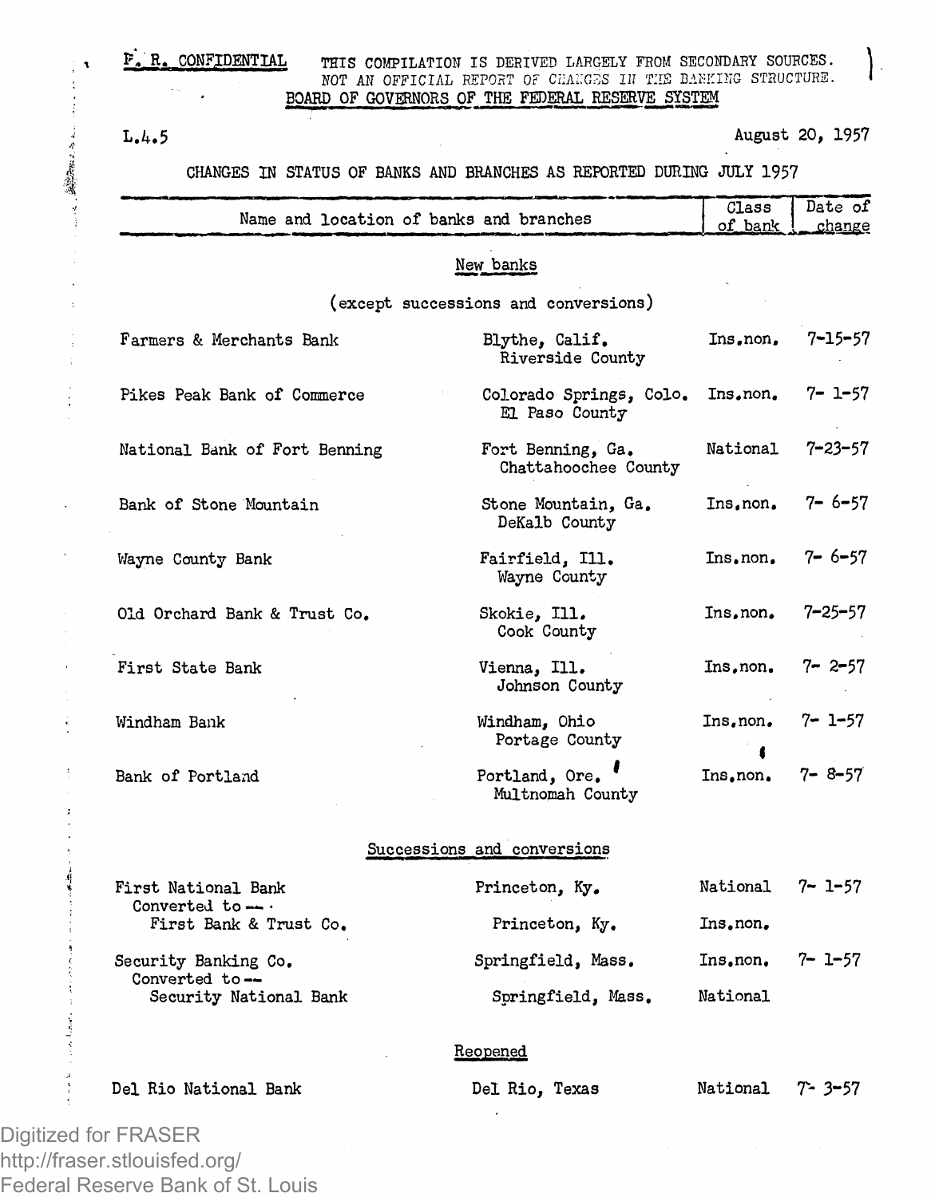F. R. CONFIDENTIAL THIS COMPILATION IS DERIVED LARGELY FROM SECONDARY SOURCES. NOT AN OFFICIAL REPORT OF CHANGES IN THE BANKING STRUCTURE.

BOARD OF GOVERNORS OF THE FEDERAL RESERVE SYSTEM

L.4.5

August 20, 1957

CHANGES IN STATUS OF BANKS AND BRANCHES AS REPORTED DURING JULY 1957

| Name and location of banks and branches | | Class of bank | Date of change |
|---|---|---|---|
| **New banks** | | | |
| (except successions and conversions) | | | |
| Farmers & Merchants Bank | Blythe, Calif. Riverside County | Ins.non. | 7-15-57 |
| Pikes Peak Bank of Commerce | Colorado Springs, Colo. El Paso County | Ins.non. | 7- 1-57 |
| National Bank of Fort Benning | Fort Benning, Ga. Chattahoochee County | National | 7-23-57 |
| Bank of Stone Mountain | Stone Mountain, Ga. DeKalb County | Ins.non. | 7- 6-57 |
| Wayne County Bank | Fairfield, Ill. Wayne County | Ins.non. | 7- 6-57 |
| Old Orchard Bank & Trust Co. | Skokie, Ill. Cook County | Ins.non. | 7-25-57 |
| First State Bank | Vienna, Ill. Johnson County | Ins.non. | 7- 2-57 |
| Windham Bank | Windham, Ohio Portage County | Ins.non. | 7- 1-57 |
| Bank of Portland | Portland, Ore. Multnomah County | Ins.non. | 7- 8-57 |
| **Successions and conversions** | | | |
| First National Bank | Princeton, Ky. | National | 7- 1-57 |
| Converted to -- First Bank & Trust Co. | Princeton, Ky. | Ins.non. | |
| Security Banking Co. | Springfield, Mass. | Ins.non. | 7- 1-57 |
| Converted to -- Security National Bank | Springfield, Mass. | National | |
| **Reopened** | | | |
| Del Rio National Bank | Del Rio, Texas | National | 7- 3-57 |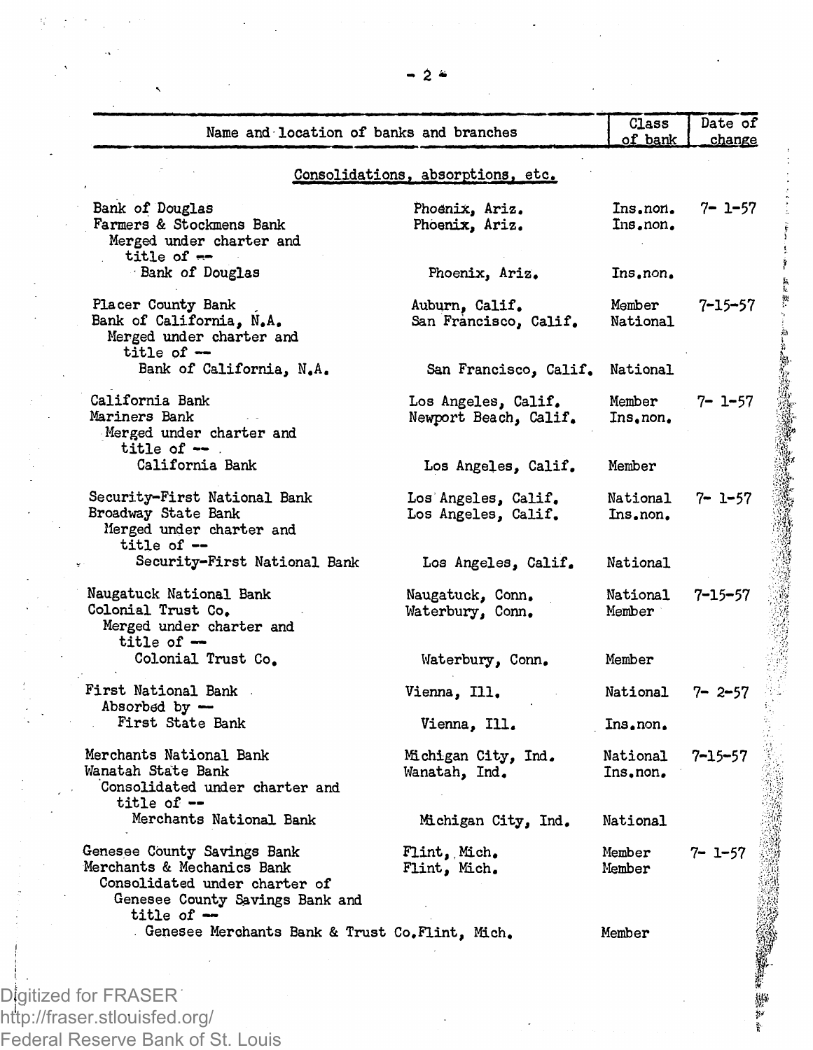| Name and location of banks and branches | | Class of bank | Date of change |
|---|---|---|---|
| **Consolidations, absorptions, etc.** | | | |
| Bank of Douglas | Phoenix, Ariz. | Ins.non. | 7- 1-57 |
| Farmers & Stockmens Bank | Phoenix, Ariz. | Ins.non. | |
| Merged under charter and title of -- | | | |
| Bank of Douglas | Phoenix, Ariz. | Ins.non. | |
| Placer County Bank | Auburn, Calif. | Member | 7-15-57 |
| Bank of California, N.A. | San Francisco, Calif. | National | |
| Merged under charter and title of -- | | | |
| Bank of California, N.A. | San Francisco, Calif. | National | |
| California Bank | Los Angeles, Calif. | Member | 7- 1-57 |
| Mariners Bank | Newport Beach, Calif. | Ins.non. | |
| Merged under charter and title of -- | | | |
| California Bank | Los Angeles, Calif. | Member | |
| Security-First National Bank | Los Angeles, Calif. | National | 7- 1-57 |
| Broadway State Bank | Los Angeles, Calif. | Ins.non. | |
| Merged under charter and title of -- | | | |
| Security-First National Bank | Los Angeles, Calif. | National | |
| Naugatuck National Bank | Naugatuck, Conn. | National | 7-15-57 |
| Colonial Trust Co. | Waterbury, Conn. | Member | |
| Merged under charter and title of -- | | | |
| Colonial Trust Co. | Waterbury, Conn. | Member | |
| First National Bank | Vienna, Ill. | National | 7- 2-57 |
| Absorbed by -- | | | |
| First State Bank | Vienna, Ill. | Ins.non. | |
| Merchants National Bank | Michigan City, Ind. | National | 7-15-57 |
| Wanatah State Bank | Wanatah, Ind. | Ins.non. | |
| Consolidated under charter and title of -- | | | |
| Merchants National Bank | Michigan City, Ind. | National | |
| Genesee County Savings Bank | Flint, Mich. | Member | 7- 1-57 |
| Merchants & Mechanics Bank | Flint, Mich. | Member | |
| Consolidated under charter of Genesee County Savings Bank and title of -- | | | |
| Genesee Merchants Bank & Trust Co. | Flint, Mich. | Member | |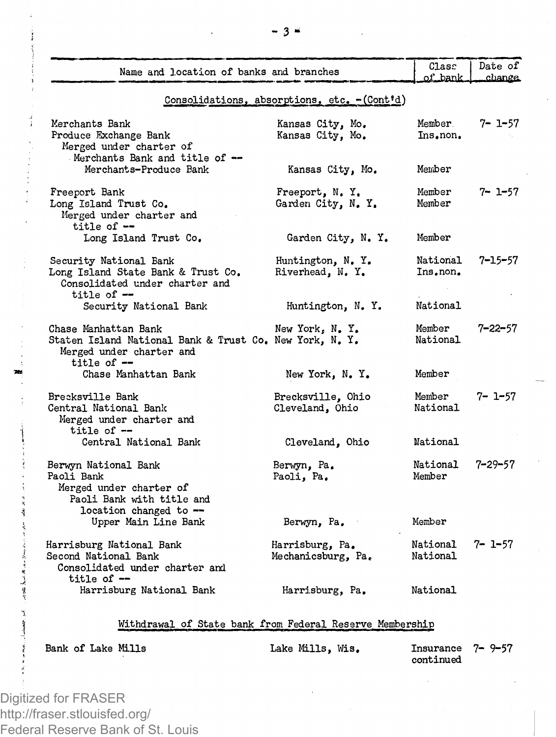| Name and location of banks and branches | | Class of bank | Date of change |
|---|---|---|---|
| **Consolidations, absorptions, etc. -(Cont'd)** | | | |
| Merchants Bank | Kansas City, Mo. | Member | 7- 1-57 |
| Produce Exchange Bank | Kansas City, Mo. | Ins.non. | |
| Merged under charter of Merchants Bank and title of -- | | | |
| Merchants-Produce Bank | Kansas City, Mo. | Member | |
| Freeport Bank | Freeport, N. Y. | Member | 7- 1-57 |
| Long Island Trust Co. | Garden City, N. Y. | Member | |
| Merged under charter and title of -- | | | |
| Long Island Trust Co. | Garden City, N. Y. | Member | |
| Security National Bank | Huntington, N. Y. | National | 7-15-57 |
| Long Island State Bank & Trust Co. | Riverhead, N. Y. | Ins.non. | |
| Consolidated under charter and title of -- | | | |
| Security National Bank | Huntington, N. Y. | National | |
| Chase Manhattan Bank | New York, N. Y. | Member | 7-22-57 |
| Staten Island National Bank & Trust Co. | New York, N. Y. | National | |
| Merged under charter and title of -- | | | |
| Chase Manhattan Bank | New York, N. Y. | Member | |
| Brecksville Bank | Brecksville, Ohio | Member | 7- 1-57 |
| Central National Bank | Cleveland, Ohio | National | |
| Merged under charter and title of -- | | | |
| Central National Bank | Cleveland, Ohio | National | |
| Berwyn National Bank | Berwyn, Pa. | National | 7-29-57 |
| Paoli Bank | Paoli, Pa. | Member | |
| Merged under charter of Paoli Bank with title and location changed to -- | | | |
| Upper Main Line Bank | Berwyn, Pa. | Member | |
| Harrisburg National Bank | Harrisburg, Pa. | National | 7- 1-57 |
| Second National Bank | Mechanicsburg, Pa. | National | |
| Consolidated under charter and title of -- | | | |
| Harrisburg National Bank | Harrisburg, Pa. | National | |
| **Withdrawal of State bank from Federal Reserve Membership** | | | |
| Bank of Lake Mills | Lake Mills, Wis. | Insurance continued | 7- 9-57 |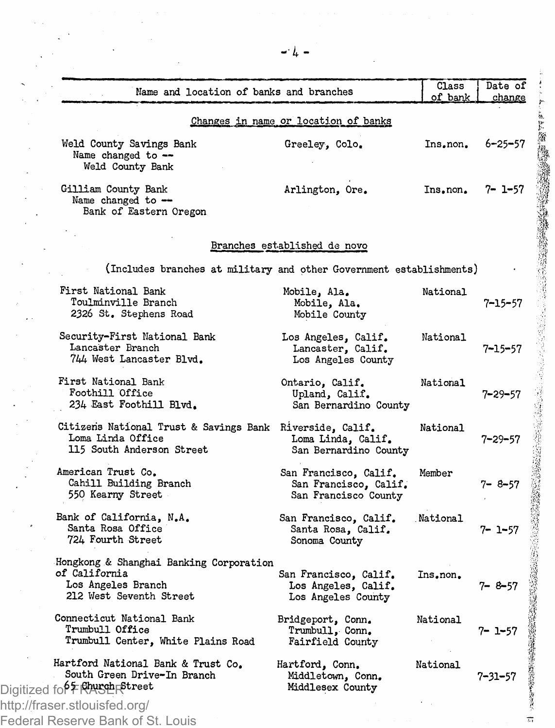| Name and location of banks and branches | | Class of bank | Date of change |
|---|---|---|---|
| **Changes in name or location of banks** | | | |
| Weld County Savings Bank<br>Name changed to --<br>Weld County Bank | Greeley, Colo. | Ins.non. | 6-25-57 |
| Gilliam County Bank<br>Name changed to --<br>Bank of Eastern Oregon | Arlington, Ore. | Ins.non. | 7- 1-57 |
| **Branches established de novo** | | | |
| (Includes branches at military and other Government establishments) | | | |
| First National Bank<br>Toulminville Branch<br>2326 St. Stephens Road | Mobile, Ala.<br>Mobile, Ala.<br>Mobile County | National | 7-15-57 |
| Security-First National Bank<br>Lancaster Branch<br>744 West Lancaster Blvd. | Los Angeles, Calif.<br>Lancaster, Calif.<br>Los Angeles County | National | 7-15-57 |
| First National Bank<br>Foothill Office<br>234 East Foothill Blvd. | Ontario, Calif.<br>Upland, Calif.<br>San Bernardino County | National | 7-29-57 |
| Citizens National Trust & Savings Bank<br>Loma Linda Office<br>115 South Anderson Street | Riverside, Calif.<br>Loma Linda, Calif.<br>San Bernardino County | National | 7-29-57 |
| American Trust Co.<br>Cahill Building Branch<br>550 Kearny Street | San Francisco, Calif.<br>San Francisco, Calif.<br>San Francisco County | Member | 7- 8-57 |
| Bank of California, N.A.<br>Santa Rosa Office<br>724 Fourth Street | San Francisco, Calif.<br>Santa Rosa, Calif.<br>Sonoma County | National | 7- 1-57 |
| Hongkong & Shanghai Banking Corporation of California<br>Los Angeles Branch<br>212 West Seventh Street | San Francisco, Calif.<br>Los Angeles, Calif.<br>Los Angeles County | Ins.non. | 7- 8-57 |
| Connecticut National Bank<br>Trumbull Office<br>Trumbull Center, White Plains Road | Bridgeport, Conn.<br>Trumbull, Conn.<br>Fairfield County | National | 7- 1-57 |
| Hartford National Bank & Trust Co.<br>South Green Drive-In Branch<br>65 Church Street | Hartford, Conn.<br>Middletown, Conn.<br>Middlesex County | National | 7-31-57 |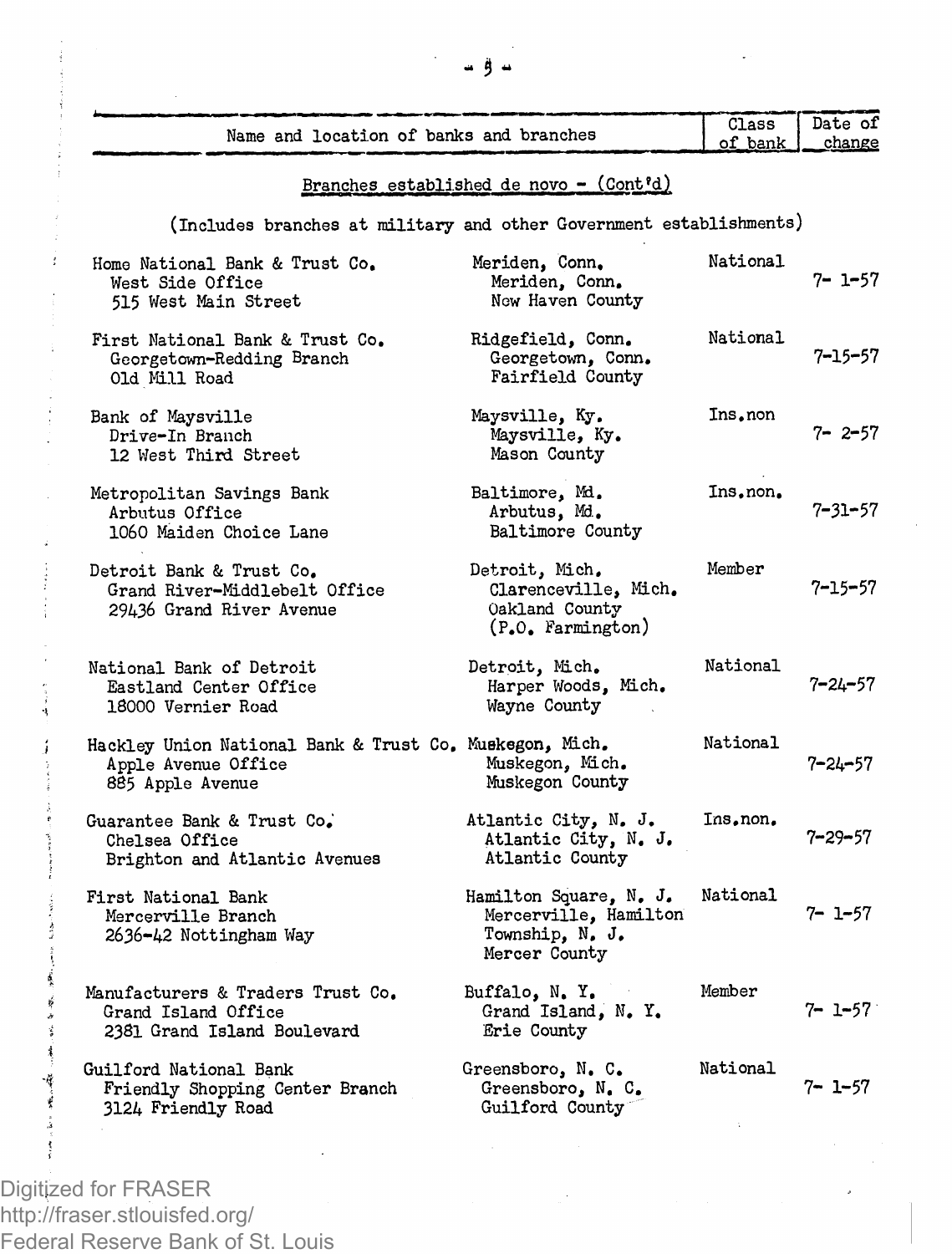| Name and location of banks and branches | | Class of bank | Date of change |
|---|---|---|---|

## Branches established de novo - (Cont'd)

(Includes branches at military and other Government establishments)

| Name and location of banks and branches | | Class of bank | Date of change |
|---|---|---|---|
| Home National Bank & Trust Co.<br>West Side Office<br>515 West Main Street | Meriden, Conn.<br>Meriden, Conn.<br>New Haven County | National | 7- 1-57 |
| First National Bank & Trust Co.<br>Georgetown-Redding Branch<br>Old Mill Road | Ridgefield, Conn.<br>Georgetown, Conn.<br>Fairfield County | National | 7-15-57 |
| Bank of Maysville<br>Drive-In Branch<br>12 West Third Street | Maysville, Ky.<br>Maysville, Ky.<br>Mason County | Ins.non | 7- 2-57 |
| Metropolitan Savings Bank<br>Arbutus Office<br>1060 Maiden Choice Lane | Baltimore, Md.<br>Arbutus, Md.<br>Baltimore County | Ins.non. | 7-31-57 |
| Detroit Bank & Trust Co.<br>Grand River-Middlebelt Office<br>29436 Grand River Avenue | Detroit, Mich.<br>Clarenceville, Mich.<br>Oakland County<br>(P.O. Farmington) | Member | 7-15-57 |
| National Bank of Detroit<br>Eastland Center Office<br>18000 Vernier Road | Detroit, Mich.<br>Harper Woods, Mich.<br>Wayne County | National | 7-24-57 |
| Hackley Union National Bank & Trust Co.<br>Apple Avenue Office<br>885 Apple Avenue | Muskegon, Mich.<br>Muskegon, Mich.<br>Muskegon County | National | 7-24-57 |
| Guarantee Bank & Trust Co.<br>Chelsea Office<br>Brighton and Atlantic Avenues | Atlantic City, N. J.<br>Atlantic City, N. J.<br>Atlantic County | Ins.non. | 7-29-57 |
| First National Bank<br>Mercerville Branch<br>2636-42 Nottingham Way | Hamilton Square, N. J.<br>Mercerville, Hamilton Township, N. J.<br>Mercer County | National | 7- 1-57 |
| Manufacturers & Traders Trust Co.<br>Grand Island Office<br>2381 Grand Island Boulevard | Buffalo, N. Y.<br>Grand Island, N. Y.<br>Erie County | Member | 7- 1-57 |
| Guilford National Bank<br>Friendly Shopping Center Branch<br>3124 Friendly Road | Greensboro, N. C.<br>Greensboro, N. C.<br>Guilford County | National | 7- 1-57 |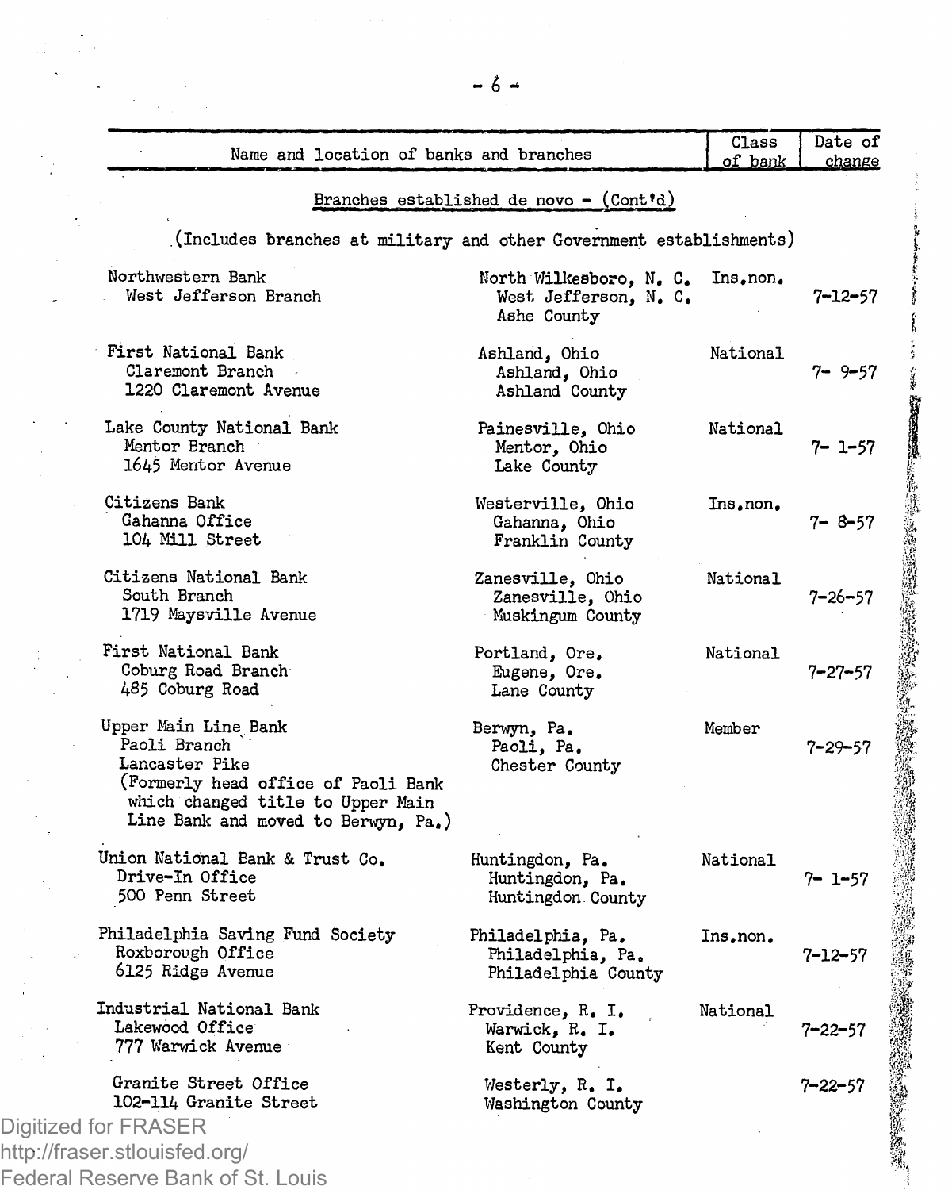| Name and location of banks and branches | | Class of bank | Date of change |
|---|---|---|---|

## Branches established de novo - (Cont'd)

(Includes branches at military and other Government establishments)

| Name and location of banks and branches | Location | Class of bank | Date of change |
|---|---|---|---|
| Northwestern Bank<br>West Jefferson Branch | North Wilkesboro, N. C.<br>West Jefferson, N. C.<br>Ashe County | Ins.non. | 7-12-57 |
| First National Bank<br>Claremont Branch<br>1220 Claremont Avenue | Ashland, Ohio<br>Ashland, Ohio<br>Ashland County | National | 7- 9-57 |
| Lake County National Bank<br>Mentor Branch<br>1645 Mentor Avenue | Painesville, Ohio<br>Mentor, Ohio<br>Lake County | National | 7- 1-57 |
| Citizens Bank<br>Gahanna Office<br>104 Mill Street | Westerville, Ohio<br>Gahanna, Ohio<br>Franklin County | Ins.non. | 7- 8-57 |
| Citizens National Bank<br>South Branch<br>1719 Maysville Avenue | Zanesville, Ohio<br>Zanesville, Ohio<br>Muskingum County | National | 7-26-57 |
| First National Bank<br>Coburg Road Branch<br>485 Coburg Road | Portland, Ore.<br>Eugene, Ore.<br>Lane County | National | 7-27-57 |
| Upper Main Line Bank<br>Paoli Branch<br>Lancaster Pike<br>(Formerly head office of Paoli Bank which changed title to Upper Main Line Bank and moved to Berwyn, Pa.) | Berwyn, Pa.<br>Paoli, Pa.<br>Chester County | Member | 7-29-57 |
| Union National Bank & Trust Co.<br>Drive-In Office<br>500 Penn Street | Huntingdon, Pa.<br>Huntingdon, Pa.<br>Huntingdon County | National | 7- 1-57 |
| Philadelphia Saving Fund Society<br>Roxborough Office<br>6125 Ridge Avenue | Philadelphia, Pa.<br>Philadelphia, Pa.<br>Philadelphia County | Ins.non. | 7-12-57 |
| Industrial National Bank<br>Lakewood Office<br>777 Warwick Avenue | Providence, R. I.<br>Warwick, R. I.<br>Kent County | National | 7-22-57 |
| Granite Street Office<br>102-114 Granite Street | Westerly, R. I.<br>Washington County | | 7-22-57 |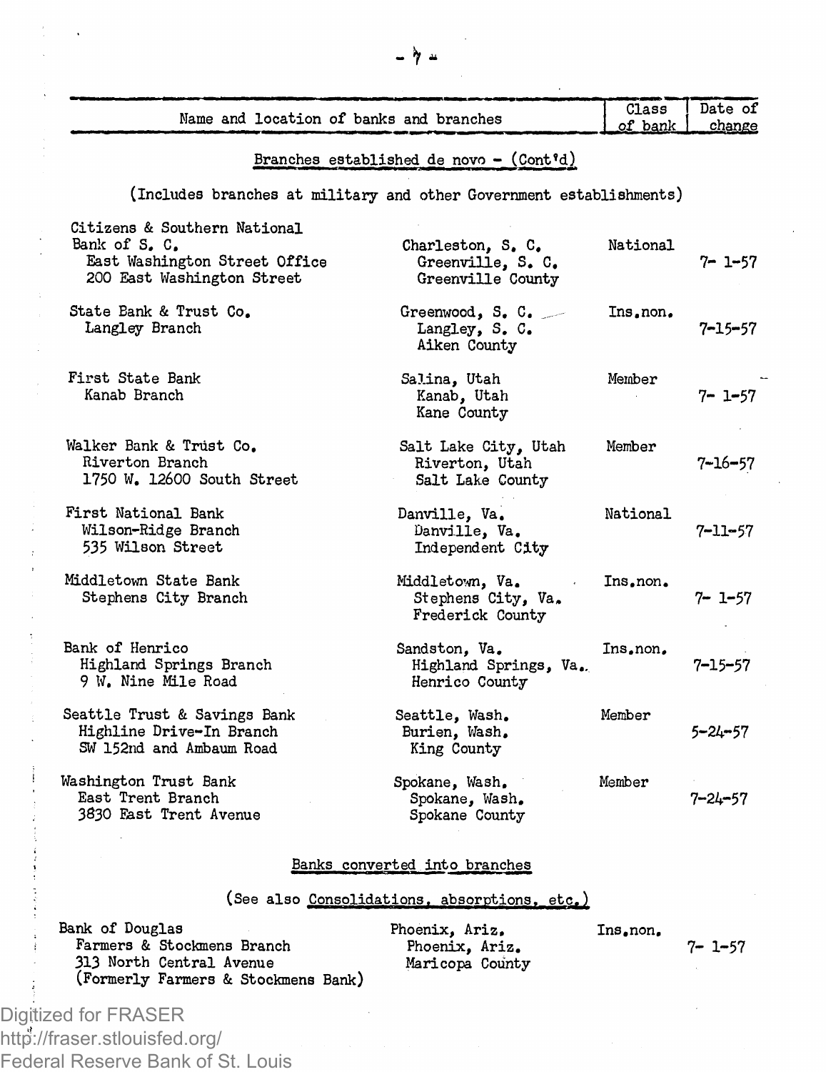| Name and location of banks and branches | | Class of bank | Date of change |
|---|---|---|---|

## Branches established de novo - (Cont'd)

(Includes branches at military and other Government establishments)

| Name and location of banks and branches | | Class of bank | Date of change |
|---|---|---|---|
| Citizens & Southern National Bank of S. C.<br>East Washington Street Office<br>200 East Washington Street | Charleston, S. C.<br>Greenville, S. C.<br>Greenville County | National | 7- 1-57 |
| State Bank & Trust Co.<br>Langley Branch | Greenwood, S. C.<br>Langley, S. C.<br>Aiken County | Ins.non. | 7-15-57 |
| First State Bank<br>Kanab Branch | Salina, Utah<br>Kanab, Utah<br>Kane County | Member | 7- 1-57 |
| Walker Bank & Trust Co.<br>Riverton Branch<br>1750 W. 12600 South Street | Salt Lake City, Utah<br>Riverton, Utah<br>Salt Lake County | Member | 7-16-57 |
| First National Bank<br>Wilson-Ridge Branch<br>535 Wilson Street | Danville, Va.<br>Danville, Va.<br>Independent City | National | 7-11-57 |
| Middletown State Bank<br>Stephens City Branch | Middletown, Va.<br>Stephens City, Va.<br>Frederick County | Ins.non. | 7- 1-57 |
| Bank of Henrico<br>Highland Springs Branch<br>9 W. Nine Mile Road | Sandston, Va.<br>Highland Springs, Va.<br>Henrico County | Ins.non. | 7-15-57 |
| Seattle Trust & Savings Bank<br>Highline Drive-In Branch<br>SW 152nd and Ambaum Road | Seattle, Wash.<br>Burien, Wash.<br>King County | Member | 5-24-57 |
| Washington Trust Bank<br>East Trent Branch<br>3830 East Trent Avenue | Spokane, Wash.<br>Spokane, Wash.<br>Spokane County | Member | 7-24-57 |

## Banks converted into branches

(See also Consolidations, absorptions, etc.)

| Name and location of banks and branches | | Class of bank | Date of change |
|---|---|---|---|
| Bank of Douglas<br>Farmers & Stockmens Branch<br>313 North Central Avenue<br>(Formerly Farmers & Stockmens Bank) | Phoenix, Ariz.<br>Phoenix, Ariz.<br>Maricopa County | Ins.non. | 7- 1-57 |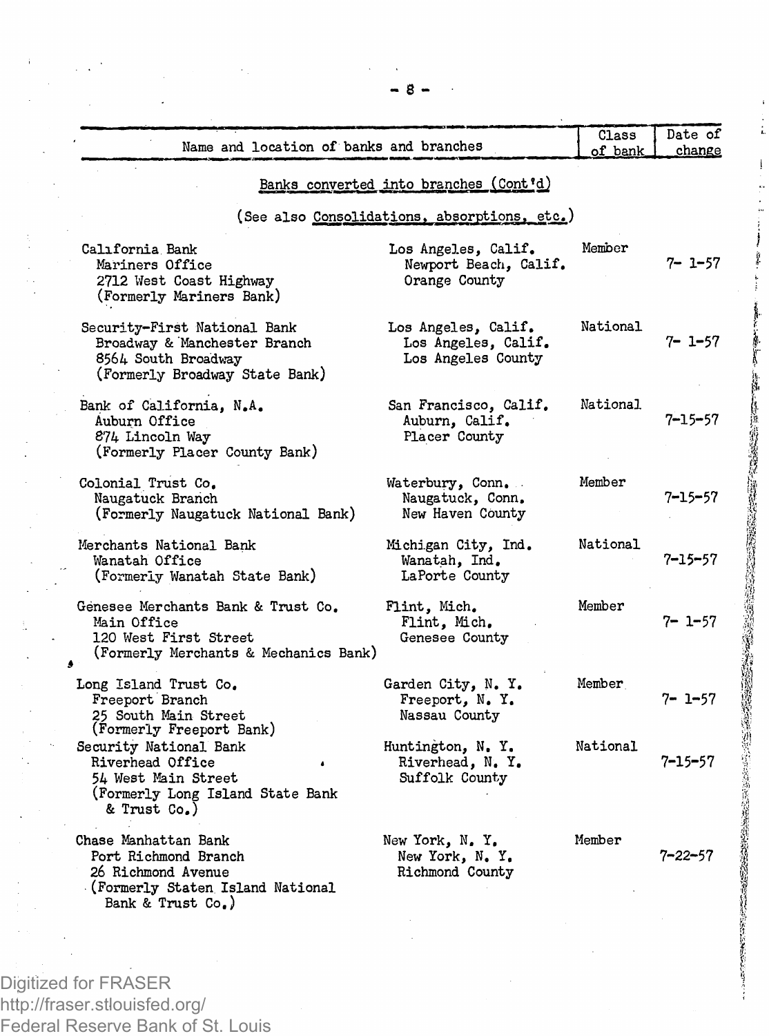| Name and location of banks and branches | | Class of bank | Date of change |
|---|---|---|---|
| **Banks converted into branches (Cont'd)** | | | |
| (See also Consolidations, absorptions, etc.) | | | |
| California Bank<br>Mariners Office<br>2712 West Coast Highway<br>(Formerly Mariners Bank) | Los Angeles, Calif.<br>Newport Beach, Calif.<br>Orange County | Member | 7- 1-57 |
| Security-First National Bank<br>Broadway & Manchester Branch<br>8564 South Broadway<br>(Formerly Broadway State Bank) | Los Angeles, Calif.<br>Los Angeles, Calif.<br>Los Angeles County | National | 7- 1-57 |
| Bank of California, N.A.<br>Auburn Office<br>874 Lincoln Way<br>(Formerly Placer County Bank) | San Francisco, Calif.<br>Auburn, Calif.<br>Placer County | National | 7-15-57 |
| Colonial Trust Co.<br>Naugatuck Branch<br>(Formerly Naugatuck National Bank) | Waterbury, Conn.<br>Naugatuck, Conn.<br>New Haven County | Member | 7-15-57 |
| Merchants National Bank<br>Wanatah Office<br>(Formerly Wanatah State Bank) | Michigan City, Ind.<br>Wanatah, Ind.<br>LaPorte County | National | 7-15-57 |
| Genesee Merchants Bank & Trust Co.<br>Main Office<br>120 West First Street<br>(Formerly Merchants & Mechanics Bank) | Flint, Mich.<br>Flint, Mich.<br>Genesee County | Member | 7- 1-57 |
| Long Island Trust Co.<br>Freeport Branch<br>25 South Main Street<br>(Formerly Freeport Bank) | Garden City, N. Y.<br>Freeport, N. Y.<br>Nassau County | Member | 7- 1-57 |
| Security National Bank<br>Riverhead Office<br>54 West Main Street<br>(Formerly Long Island State Bank & Trust Co.) | Huntington, N. Y.<br>Riverhead, N. Y.<br>Suffolk County | National | 7-15-57 |
| Chase Manhattan Bank<br>Port Richmond Branch<br>26 Richmond Avenue<br>(Formerly Staten Island National Bank & Trust Co.) | New York, N. Y.<br>New York, N. Y.<br>Richmond County | Member | 7-22-57 |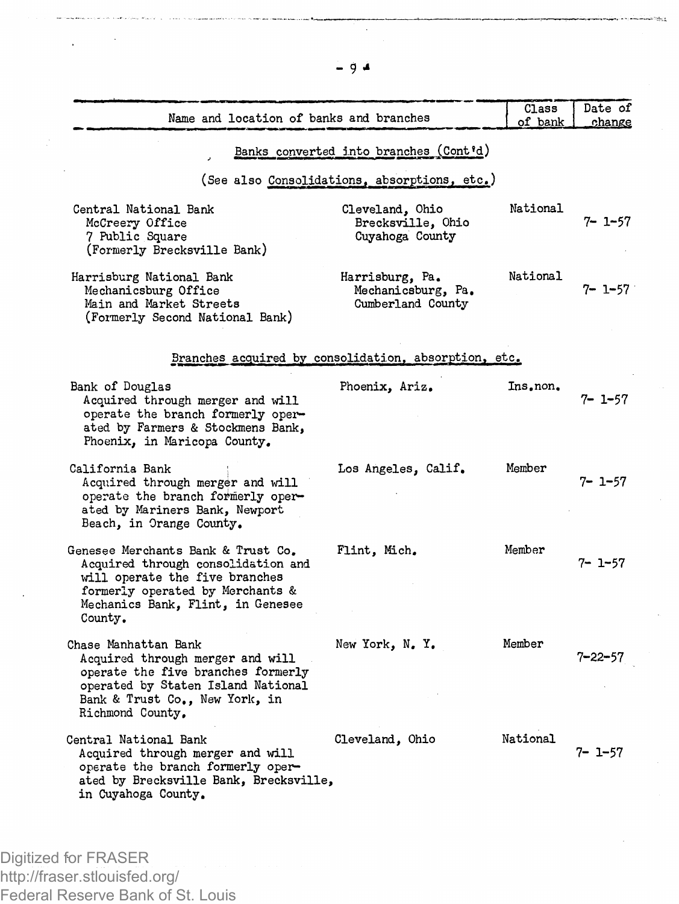| Name and location of banks and branches | | Class of bank | Date of change |
|---|---|---|---|
| **Banks converted into branches (Cont'd)** | | | |
| (See also Consolidations, absorptions, etc.) | | | |
| Central National Bank<br>McCreery Office<br>7 Public Square<br>(Formerly Brecksville Bank) | Cleveland, Ohio<br>Brecksville, Ohio<br>Cuyahoga County | National | 7- 1-57 |
| Harrisburg National Bank<br>Mechanicsburg Office<br>Main and Market Streets<br>(Formerly Second National Bank) | Harrisburg, Pa.<br>Mechanicsburg, Pa.<br>Cumberland County | National | 7- 1-57 |
| **Branches acquired by consolidation, absorption, etc.** | | | |
| Bank of Douglas<br>Acquired through merger and will operate the branch formerly operated by Farmers & Stockmens Bank, Phoenix, in Maricopa County. | Phoenix, Ariz. | Ins.non. | 7- 1-57 |
| California Bank<br>Acquired through merger and will operate the branch formerly operated by Mariners Bank, Newport Beach, in Orange County. | Los Angeles, Calif. | Member | 7- 1-57 |
| Genesee Merchants Bank & Trust Co.<br>Acquired through consolidation and will operate the five branches formerly operated by Merchants & Mechanics Bank, Flint, in Genesee County. | Flint, Mich. | Member | 7- 1-57 |
| Chase Manhattan Bank<br>Acquired through merger and will operate the five branches formerly operated by Staten Island National Bank & Trust Co., New York, in Richmond County. | New York, N. Y. | Member | 7-22-57 |
| Central National Bank<br>Acquired through merger and will operate the branch formerly operated by Brecksville Bank, Brecksville, in Cuyahoga County. | Cleveland, Ohio | National | 7- 1-57 |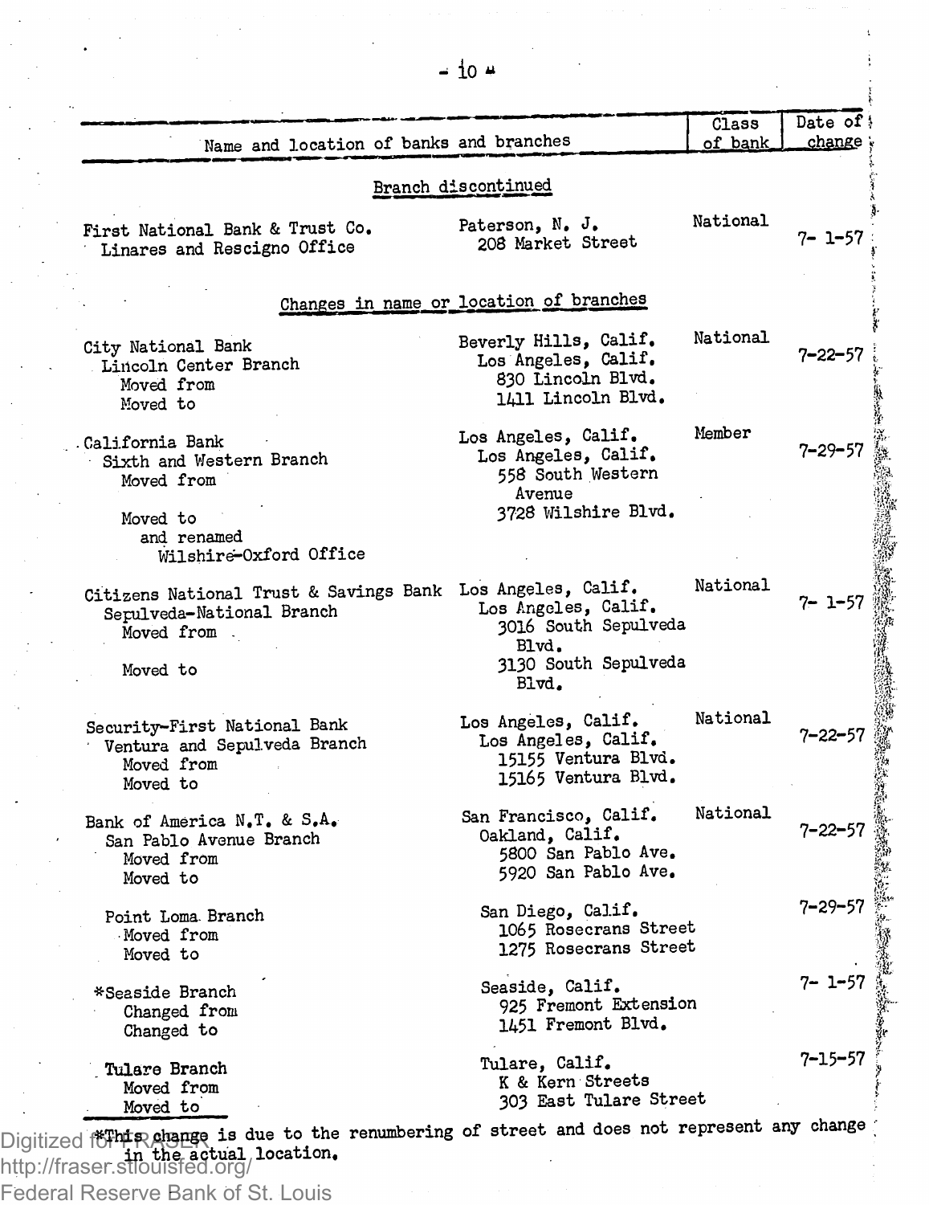| Name and location of banks and branches | | Class of bank | Date of change |
|---|---|---|---|
| **Branch discontinued** | | | |
| First National Bank & Trust Co.<br>Linares and Rescigno Office | Paterson, N. J.<br>208 Market Street | National | 7- 1-57 |
| **Changes in name or location of branches** | | | |
| City National Bank<br>Lincoln Center Branch<br>Moved from<br>Moved to | Beverly Hills, Calif.<br>Los Angeles, Calif.<br>830 Lincoln Blvd.<br>1411 Lincoln Blvd. | National | 7-22-57 |
| California Bank<br>Sixth and Western Branch<br>Moved from<br>Moved to<br>and renamed<br>Wilshire-Oxford Office | Los Angeles, Calif.<br>Los Angeles, Calif.<br>558 South Western Avenue<br>3728 Wilshire Blvd. | Member | 7-29-57 |
| Citizens National Trust & Savings Bank<br>Sepulveda-National Branch<br>Moved from<br>Moved to | Los Angeles, Calif.<br>Los Angeles, Calif.<br>3016 South Sepulveda Blvd.<br>3130 South Sepulveda Blvd. | National | 7- 1-57 |
| Security-First National Bank<br>Ventura and Sepulveda Branch<br>Moved from<br>Moved to | Los Angeles, Calif.<br>Los Angeles, Calif.<br>15155 Ventura Blvd.<br>15165 Ventura Blvd. | National | 7-22-57 |
| Bank of America N.T. & S.A.<br>San Pablo Avenue Branch<br>Moved from<br>Moved to | San Francisco, Calif.<br>Oakland, Calif.<br>5800 San Pablo Ave.<br>5920 San Pablo Ave. | National | 7-22-57 |
| Point Loma Branch<br>Moved from<br>Moved to | San Diego, Calif.<br>1065 Rosecrans Street<br>1275 Rosecrans Street | | 7-29-57 |
| *Seaside Branch<br>Changed from<br>Changed to | Seaside, Calif.<br>925 Fremont Extension<br>1451 Fremont Blvd. | | 7- 1-57 |
| Tulare Branch<br>Moved from<br>Moved to | Tulare, Calif.<br>K & Kern Streets<br>303 East Tulare Street | | 7-15-57 |

*This change is due to the renumbering of street and does not represent any change in the actual location.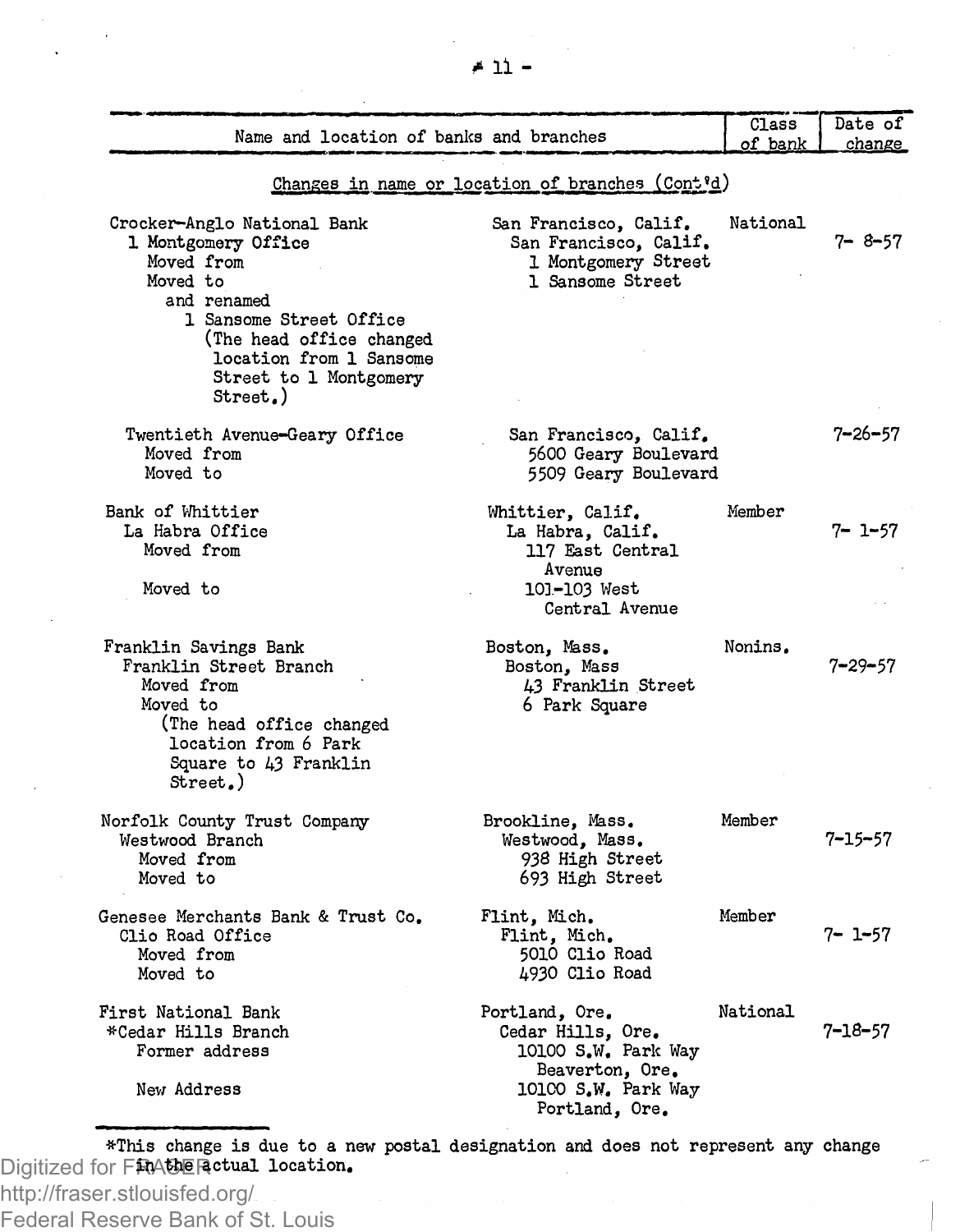| Name and location of banks and branches | | Class of bank | Date of change |
|---|---|---|---|
| *Changes in name or location of branches (Cont'd)* | | | |
| Crocker-Anglo National Bank | San Francisco, Calif. | National | |
| 1 Montgomery Office | San Francisco, Calif. | | 7- 8-57 |
| Moved from | 1 Montgomery Street | | |
| Moved to and renamed 1 Sansome Street Office (The head office changed location from 1 Sansome Street to 1 Montgomery Street.) | 1 Sansome Street | | |
| Twentieth Avenue-Geary Office | San Francisco, Calif. | | 7-26-57 |
| Moved from | 5600 Geary Boulevard | | |
| Moved to | 5509 Geary Boulevard | | |
| Bank of Whittier | Whittier, Calif. | Member | |
| La Habra Office | La Habra, Calif. | | 7- 1-57 |
| Moved from | 117 East Central Avenue | | |
| Moved to | 101-103 West Central Avenue | | |
| Franklin Savings Bank | Boston, Mass. | Nonins. | |
| Franklin Street Branch | Boston, Mass | | 7-29-57 |
| Moved from | 43 Franklin Street | | |
| Moved to (The head office changed location from 6 Park Square to 43 Franklin Street.) | 6 Park Square | | |
| Norfolk County Trust Company | Brookline, Mass. | Member | |
| Westwood Branch | Westwood, Mass. | | 7-15-57 |
| Moved from | 938 High Street | | |
| Moved to | 693 High Street | | |
| Genesee Merchants Bank & Trust Co. | Flint, Mich. | Member | |
| Clio Road Office | Flint, Mich. | | 7- 1-57 |
| Moved from | 5010 Clio Road | | |
| Moved to | 4930 Clio Road | | |
| First National Bank | Portland, Ore. | National | |
| *Cedar Hills Branch | Cedar Hills, Ore. | | 7-18-57 |
| Former address | 10100 S.W. Park Way Beaverton, Ore. | | |
| New Address | 10100 S.W. Park Way Portland, Ore. | | |

*This change is due to a new postal designation and does not represent any change in the actual location.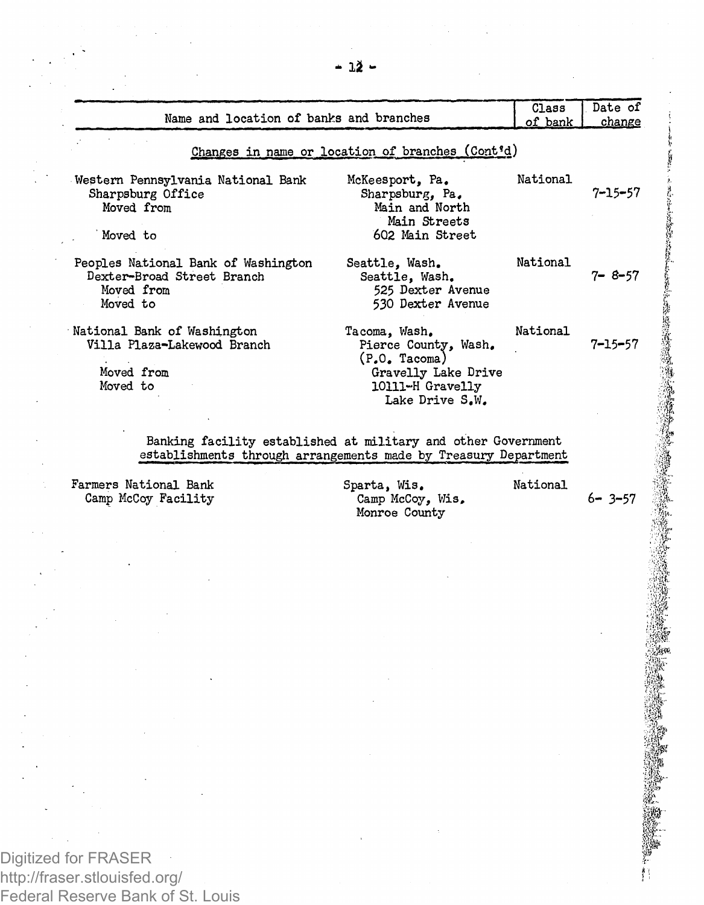| Name and location of banks and branches | | Class of bank | Date of change |
|---|---|---|---|
| *Changes in name or location of branches (Cont'd)* | | | |
| Western Pennsylvania National Bank | McKeesport, Pa. | National | |
| Sharpsburg Office | Sharpsburg, Pa. | | 7-15-57 |
| Moved from | Main and North Main Streets | | |
| Moved to | 602 Main Street | | |
| Peoples National Bank of Washington | Seattle, Wash. | National | |
| Dexter-Broad Street Branch | Seattle, Wash. | | 7- 8-57 |
| Moved from | 525 Dexter Avenue | | |
| Moved to | 530 Dexter Avenue | | |
| National Bank of Washington | Tacoma, Wash. | National | |
| Villa Plaza-Lakewood Branch | Pierce County, Wash. (P.O. Tacoma) | | 7-15-57 |
| Moved from | Gravelly Lake Drive | | |
| Moved to | 10111-H Gravelly Lake Drive S.W. | | |
| *Banking facility established at military and other Government establishments through arrangements made by Treasury Department* | | | |
| Farmers National Bank | Sparta, Wis. | National | |
| Camp McCoy Facility | Camp McCoy, Wis. Monroe County | | 6- 3-57 |